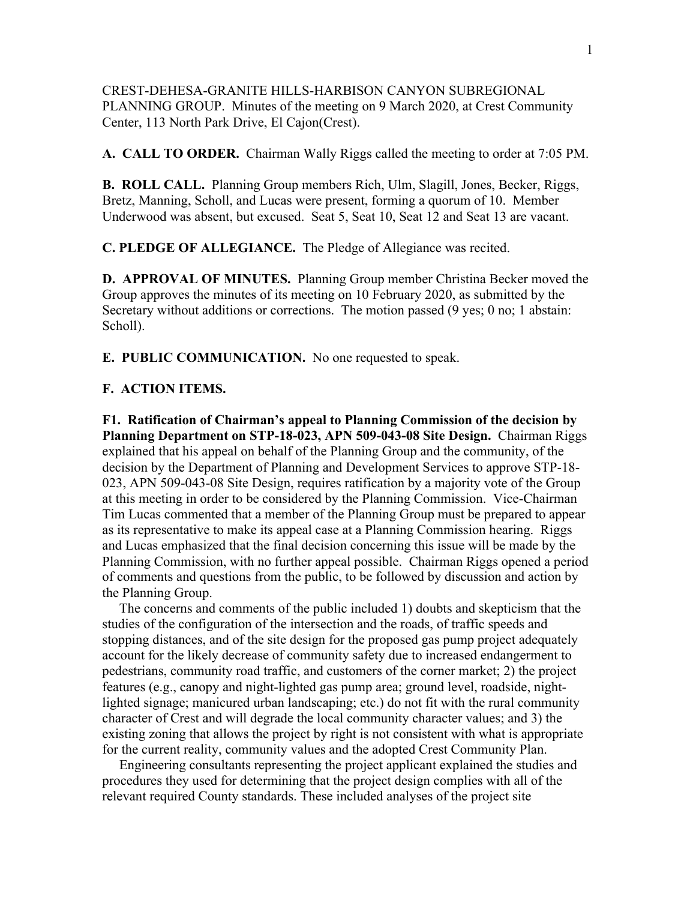CREST-DEHESA-GRANITE HILLS-HARBISON CANYON SUBREGIONAL PLANNING GROUP. Minutes of the meeting on 9 March 2020, at Crest Community Center, 113 North Park Drive, El Cajon(Crest).

**A. CALL TO ORDER.** Chairman Wally Riggs called the meeting to order at 7:05 PM.

**B. ROLL CALL.** Planning Group members Rich, Ulm, Slagill, Jones, Becker, Riggs, Bretz, Manning, Scholl, and Lucas were present, forming a quorum of 10. Member Underwood was absent, but excused. Seat 5, Seat 10, Seat 12 and Seat 13 are vacant.

**C. PLEDGE OF ALLEGIANCE.** The Pledge of Allegiance was recited.

**D. APPROVAL OF MINUTES.** Planning Group member Christina Becker moved the Group approves the minutes of its meeting on 10 February 2020, as submitted by the Secretary without additions or corrections. The motion passed (9 yes; 0 no; 1 abstain: Scholl).

**E. PUBLIC COMMUNICATION.** No one requested to speak.

**F. ACTION ITEMS.**

**F1. Ratification of Chairman's appeal to Planning Commission of the decision by Planning Department on STP-18-023, APN 509-043-08 Site Design.** Chairman Riggs explained that his appeal on behalf of the Planning Group and the community, of the decision by the Department of Planning and Development Services to approve STP-18-023, APN 509-043-08 Site Design, requires ratification by a majority vote of the Group at this meeting in order to be considered by the Planning Commission. Vice-Chairman Tim Lucas commented that a member of the Planning Group must be prepared to appear as its representative to make its appeal case at a Planning Commission hearing. Riggs and Lucas emphasized that the final decision concerning this issue will be made by the Planning Commission, with no further appeal possible. Chairman Riggs opened a period of comments and questions from the public, to be followed by discussion and action by the Planning Group.

The concerns and comments of the public included 1) doubts and skepticism that the studies of the configuration of the intersection and the roads, of traffic speeds and stopping distances, and of the site design for the proposed gas pump project adequately account for the likely decrease of community safety due to increased endangerment to pedestrians, community road traffic, and customers of the corner market; 2) the project features (e.g., canopy and night-lighted gas pump area; ground level, roadside, night-lighted signage; manicured urban landscaping; etc.) do not fit with the rural community character of Crest and will degrade the local community character values; and 3) the existing zoning that allows the project by right is not consistent with what is appropriate for the current reality, community values and the adopted Crest Community Plan.

Engineering consultants representing the project applicant explained the studies and procedures they used for determining that the project design complies with all of the relevant required County standards. These included analyses of the project site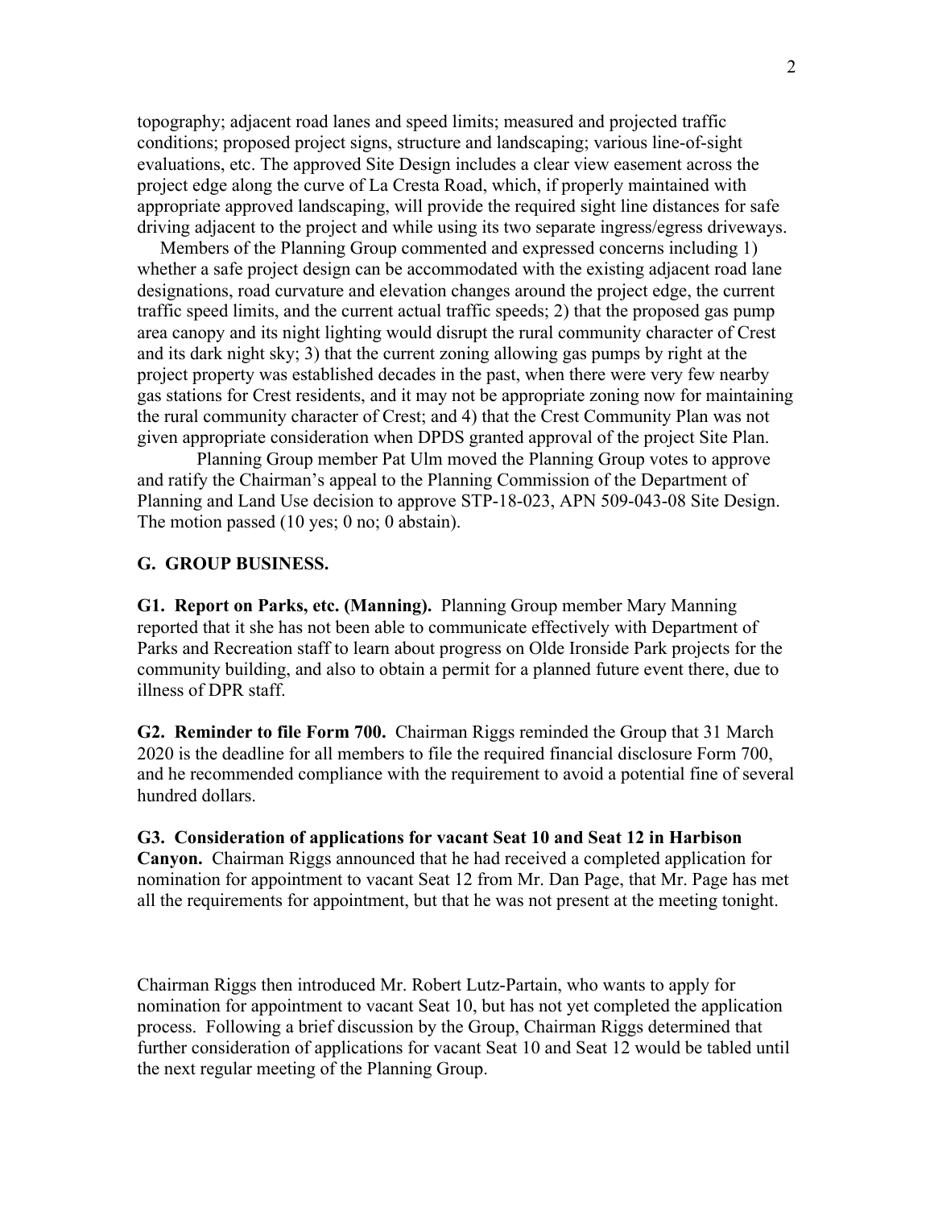topography; adjacent road lanes and speed limits; measured and projected traffic conditions; proposed project signs, structure and landscaping; various line-of-sight evaluations, etc. The approved Site Design includes a clear view easement across the project edge along the curve of La Cresta Road, which, if properly maintained with appropriate approved landscaping, will provide the required sight line distances for safe driving adjacent to the project and while using its two separate ingress/egress driveways.

Members of the Planning Group commented and expressed concerns including 1) whether a safe project design can be accommodated with the existing adjacent road lane designations, road curvature and elevation changes around the project edge, the current traffic speed limits, and the current actual traffic speeds; 2) that the proposed gas pump area canopy and its night lighting would disrupt the rural community character of Crest and its dark night sky; 3) that the current zoning allowing gas pumps by right at the project property was established decades in the past, when there were very few nearby gas stations for Crest residents, and it may not be appropriate zoning now for maintaining the rural community character of Crest; and 4) that the Crest Community Plan was not given appropriate consideration when DPDS granted approval of the project Site Plan.

Planning Group member Pat Ulm moved the Planning Group votes to approve and ratify the Chairman's appeal to the Planning Commission of the Department of Planning and Land Use decision to approve STP-18-023, APN 509-043-08 Site Design. The motion passed (10 yes; 0 no; 0 abstain).

## G. GROUP BUSINESS.

**G1. Report on Parks, etc. (Manning).** Planning Group member Mary Manning reported that it she has not been able to communicate effectively with Department of Parks and Recreation staff to learn about progress on Olde Ironside Park projects for the community building, and also to obtain a permit for a planned future event there, due to illness of DPR staff.

**G2. Reminder to file Form 700.** Chairman Riggs reminded the Group that 31 March 2020 is the deadline for all members to file the required financial disclosure Form 700, and he recommended compliance with the requirement to avoid a potential fine of several hundred dollars.

**G3. Consideration of applications for vacant Seat 10 and Seat 12 in Harbison Canyon.** Chairman Riggs announced that he had received a completed application for nomination for appointment to vacant Seat 12 from Mr. Dan Page, that Mr. Page has met all the requirements for appointment, but that he was not present at the meeting tonight.

Chairman Riggs then introduced Mr. Robert Lutz-Partain, who wants to apply for nomination for appointment to vacant Seat 10, but has not yet completed the application process. Following a brief discussion by the Group, Chairman Riggs determined that further consideration of applications for vacant Seat 10 and Seat 12 would be tabled until the next regular meeting of the Planning Group.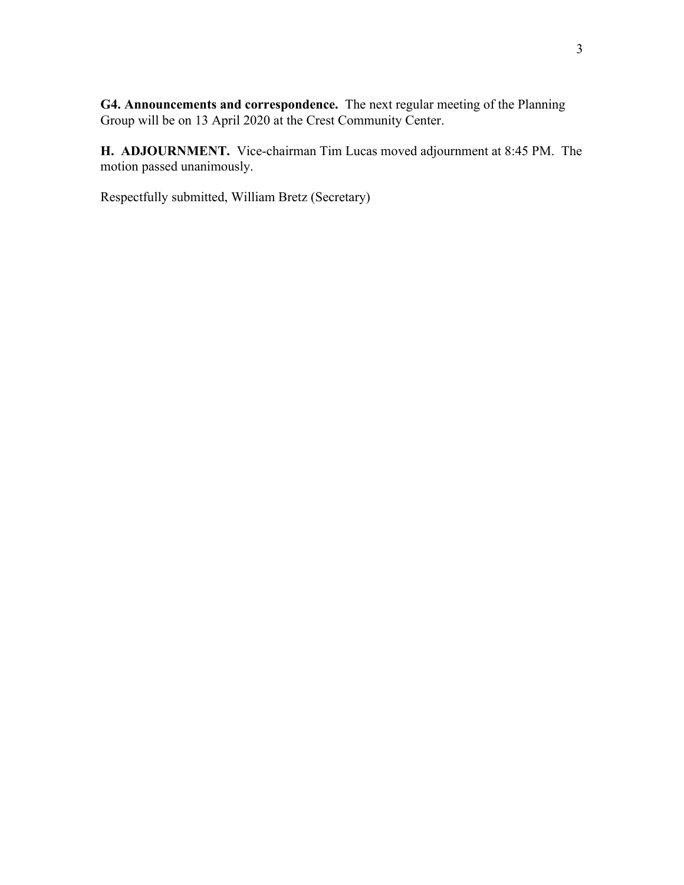**G4. Announcements and correspondence.** The next regular meeting of the Planning Group will be on 13 April 2020 at the Crest Community Center.

**H. ADJOURNMENT.** Vice-chairman Tim Lucas moved adjournment at 8:45 PM. The motion passed unanimously.

Respectfully submitted, William Bretz (Secretary)